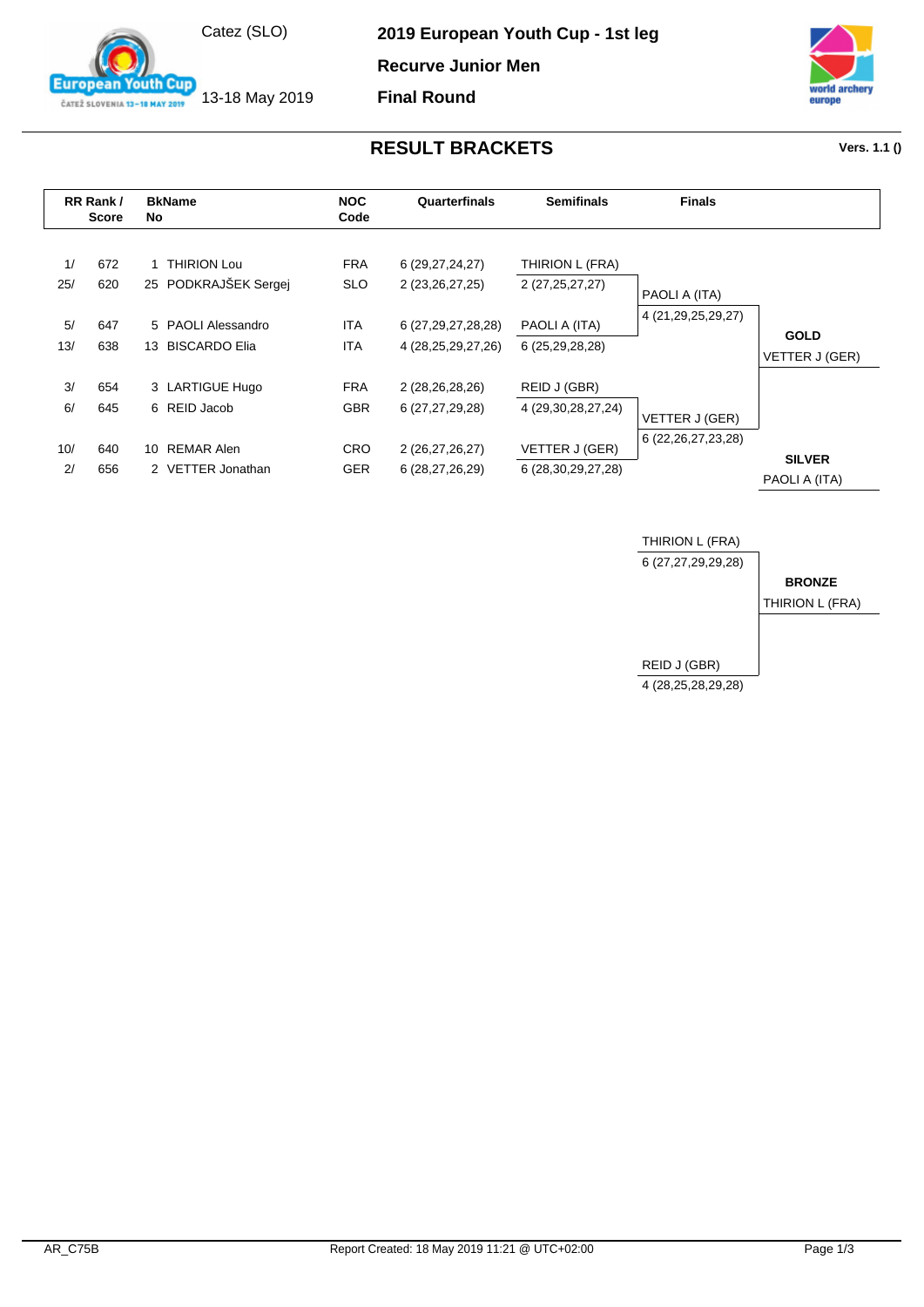Catez (SLO)

13-18 May 2019

# 2019 European Youth Cup - 1st leg

**Recurve Junior Men**

**Final Round**

## RESULT BRACKETS

**Vers. 1.1 ()**

| RR Rank / | Score | BkName No | | NOC Code | Quarterfinals | Semifinals |
|---|---|---|---|---|---|---|
| 1/ | 672 | 1 | THIRION Lou | FRA | 6 (29,27,24,27) | THIRION L (FRA) |
| 25/ | 620 | 25 | PODKRAJŠEK Sergej | SLO | 2 (23,26,27,25) | 2 (27,25,27,27) |
| 5/ | 647 | 5 | PAOLI Alessandro | ITA | 6 (27,29,27,28,28) | PAOLI A (ITA) |
| 13/ | 638 | 13 | BISCARDO Elia | ITA | 4 (28,25,29,27,26) | 6 (25,29,28,28) |
| 3/ | 654 | 3 | LARTIGUE Hugo | FRA | 2 (28,26,28,26) | REID J (GBR) |
| 6/ | 645 | 6 | REID Jacob | GBR | 6 (27,27,29,28) | 4 (29,30,28,27,24) |
| 10/ | 640 | 10 | REMAR Alen | CRO | 2 (26,27,26,27) | VETTER J (GER) |
| 2/ | 656 | 2 | VETTER Jonathan | GER | 6 (28,27,26,29) | 6 (28,30,29,27,28) |

**Finals**

| Finals | Result |
|---|---|
| PAOLI A (ITA) 4 (21,29,25,29,27) | **GOLD** VETTER J (GER) |
| VETTER J (GER) 6 (22,26,27,23,28) | **SILVER** PAOLI A (ITA) |

**Bronze Match**

| Bronze Match | Result |
|---|---|
| THIRION L (FRA) 6 (27,27,29,29,28) | **BRONZE** THIRION L (FRA) |
| REID J (GBR) 4 (28,25,28,29,28) | |

AR_C75B

Report Created: 18 May 2019 11:21 @ UTC+02:00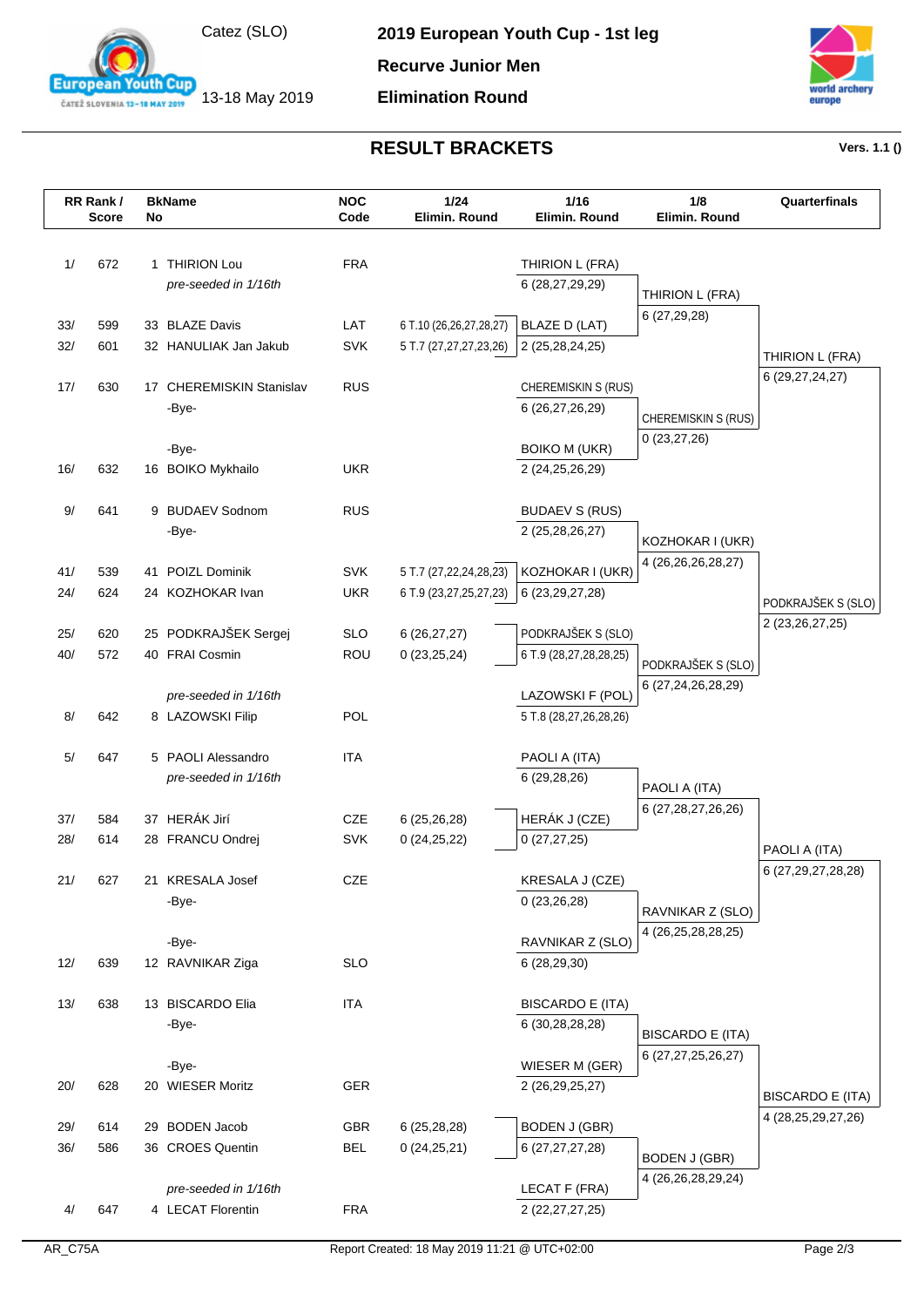Catez (SLO)

13-18 May 2019

**2019 European Youth Cup - 1st leg**

**Recurve Junior Men**

**Elimination Round**

## RESULT BRACKETS

Vers. 1.1 ()

| RR Rank / Score | | BkName No | | NOC Code | 1/24 Elimin. Round | 1/16 Elimin. Round | 1/8 Elimin. Round | Quarterfinals |
|---|---|---|---|---|---|---|---|---|
| 1/ | 672 | 1 | THIRION Lou | FRA | | THIRION L (FRA) | | |
| | | | *pre-seeded in 1/16th* | | | 6 (28,27,29,29) | THIRION L (FRA) | |
| 33/ | 599 | 33 | BLAZE Davis | LAT | 6 T.10 (26,26,27,28,27) | BLAZE D (LAT) | 6 (27,29,28) | |
| 32/ | 601 | 32 | HANULIAK Jan Jakub | SVK | 5 T.7 (27,27,27,23,26) | 2 (25,28,24,25) | | THIRION L (FRA) |
| 17/ | 630 | 17 | CHEREMISKIN Stanislav | RUS | | CHEREMISKIN S (RUS) | | 6 (29,27,24,27) |
| | | | -Bye- | | | 6 (26,27,26,29) | CHEREMISKIN S (RUS) | |
| | | | -Bye- | | | BOIKO M (UKR) | 0 (23,27,26) | |
| 16/ | 632 | 16 | BOIKO Mykhailo | UKR | | 2 (24,25,26,29) | | |
| 9/ | 641 | 9 | BUDAEV Sodnom | RUS | | BUDAEV S (RUS) | | |
| | | | -Bye- | | | 2 (25,28,26,27) | KOZHOKAR I (UKR) | |
| 41/ | 539 | 41 | POIZL Dominik | SVK | 5 T.7 (27,22,24,28,23) | KOZHOKAR I (UKR) | 4 (26,26,26,28,27) | |
| 24/ | 624 | 24 | KOZHOKAR Ivan | UKR | 6 T.9 (23,27,25,27,23) | 6 (23,29,27,28) | | PODKRAJŠEK S (SLO) |
| 25/ | 620 | 25 | PODKRAJŠEK Sergej | SLO | 6 (26,27,27) | PODKRAJŠEK S (SLO) | | 2 (23,26,27,25) |
| 40/ | 572 | 40 | FRAI Cosmin | ROU | 0 (23,25,24) | 6 T.9 (28,27,28,28,25) | PODKRAJŠEK S (SLO) | |
| | | | *pre-seeded in 1/16th* | | | LAZOWSKI F (POL) | 6 (27,24,26,28,29) | |
| 8/ | 642 | 8 | LAZOWSKI Filip | POL | | 5 T.8 (28,27,26,28,26) | | |
| 5/ | 647 | 5 | PAOLI Alessandro | ITA | | PAOLI A (ITA) | | |
| | | | *pre-seeded in 1/16th* | | | 6 (29,28,26) | PAOLI A (ITA) | |
| 37/ | 584 | 37 | HERÁK Jirí | CZE | 6 (25,26,28) | HERÁK J (CZE) | 6 (27,28,27,26,26) | |
| 28/ | 614 | 28 | FRANCU Ondrej | SVK | 0 (24,25,22) | 0 (27,27,25) | | PAOLI A (ITA) |
| 21/ | 627 | 21 | KRESALA Josef | CZE | | KRESALA J (CZE) | | 6 (27,29,27,28,28) |
| | | | -Bye- | | | 0 (23,26,28) | RAVNIKAR Z (SLO) | |
| | | | -Bye- | | | RAVNIKAR Z (SLO) | 4 (26,25,28,28,25) | |
| 12/ | 639 | 12 | RAVNIKAR Ziga | SLO | | 6 (28,29,30) | | |
| 13/ | 638 | 13 | BISCARDO Elia | ITA | | BISCARDO E (ITA) | | |
| | | | -Bye- | | | 6 (30,28,28,28) | BISCARDO E (ITA) | |
| | | | -Bye- | | | WIESER M (GER) | 6 (27,27,25,26,27) | |
| 20/ | 628 | 20 | WIESER Moritz | GER | | 2 (26,29,25,27) | | BISCARDO E (ITA) |
| 29/ | 614 | 29 | BODEN Jacob | GBR | 6 (25,28,28) | BODEN J (GBR) | | 4 (28,25,29,27,26) |
| 36/ | 586 | 36 | CROES Quentin | BEL | 0 (24,25,21) | 6 (27,27,27,28) | BODEN J (GBR) | |
| | | | *pre-seeded in 1/16th* | | | LECAT F (FRA) | 4 (26,26,28,29,24) | |
| 4/ | 647 | 4 | LECAT Florentin | FRA | | 2 (22,27,27,25) | | |

AR_C75A    Report Created: 18 May 2019 11:21 @ UTC+02:00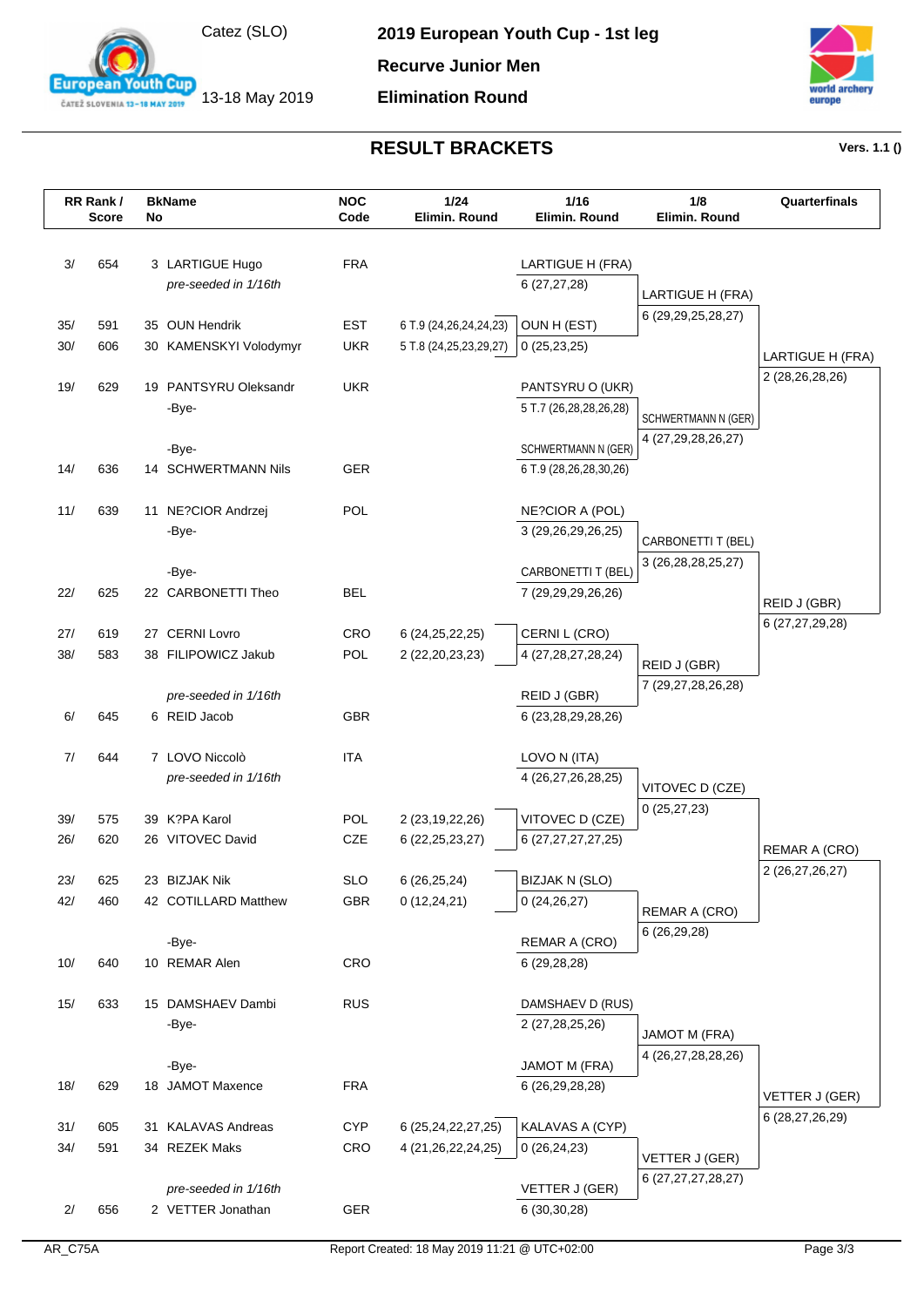Catez (SLO)

13-18 May 2019

**2019 European Youth Cup - 1st leg**

**Recurve Junior Men**

**Elimination Round**

## RESULT BRACKETS

**Vers. 1.1 ()**

| RR Rank / Score | | BkName No | | NOC Code | 1/24 Elimin. Round | 1/16 Elimin. Round | 1/8 Elimin. Round | Quarterfinals |
|---|---|---|---|---|---|---|---|---|
| 3/ | 654 | 3 | LARTIGUE Hugo | FRA | | LARTIGUE H (FRA) | | |
| | | | *pre-seeded in 1/16th* | | | 6 (27,27,28) | LARTIGUE H (FRA) | |
| 35/ | 591 | 35 | OUN Hendrik | EST | 6 T.9 (24,26,24,24,23) | OUN H (EST) | 6 (29,29,25,28,27) | |
| 30/ | 606 | 30 | KAMENSKYI Volodymyr | UKR | 5 T.8 (24,25,23,29,27) | 0 (25,23,25) | | LARTIGUE H (FRA) |
| 19/ | 629 | 19 | PANTSYRU Oleksandr | UKR | | PANTSYRU O (UKR) | | 2 (28,26,28,26) |
| | | | -Bye- | | | 5 T.7 (26,28,28,26,28) | SCHWERTMANN N (GER) | |
| | | | -Bye- | | | SCHWERTMANN N (GER) | 4 (27,29,28,26,27) | |
| 14/ | 636 | 14 | SCHWERTMANN Nils | GER | | 6 T.9 (28,26,28,30,26) | | |
| 11/ | 639 | 11 | NE?CIOR Andrzej | POL | | NE?CIOR A (POL) | | |
| | | | -Bye- | | | 3 (29,26,29,26,25) | CARBONETTI T (BEL) | |
| | | | -Bye- | | | CARBONETTI T (BEL) | 3 (26,28,28,25,27) | |
| 22/ | 625 | 22 | CARBONETTI Theo | BEL | | 7 (29,29,29,26,26) | | REID J (GBR) |
| 27/ | 619 | 27 | CERNI Lovro | CRO | 6 (24,25,22,25) | CERNI L (CRO) | | 6 (27,27,29,28) |
| 38/ | 583 | 38 | FILIPOWICZ Jakub | POL | 2 (22,20,23,23) | 4 (27,28,27,28,24) | REID J (GBR) | |
| | | | *pre-seeded in 1/16th* | | | REID J (GBR) | 7 (29,27,28,26,28) | |
| 6/ | 645 | 6 | REID Jacob | GBR | | 6 (23,28,29,28,26) | | |
| 7/ | 644 | 7 | LOVO Niccolò | ITA | | LOVO N (ITA) | | |
| | | | *pre-seeded in 1/16th* | | | 4 (26,27,26,28,25) | VITOVEC D (CZE) | |
| 39/ | 575 | 39 | K?PA Karol | POL | 2 (23,19,22,26) | VITOVEC D (CZE) | 0 (25,27,23) | |
| 26/ | 620 | 26 | VITOVEC David | CZE | 6 (22,25,23,27) | 6 (27,27,27,27,25) | | REMAR A (CRO) |
| 23/ | 625 | 23 | BIZJAK Nik | SLO | 6 (26,25,24) | BIZJAK N (SLO) | | 2 (26,27,26,27) |
| 42/ | 460 | 42 | COTILLARD Matthew | GBR | 0 (12,24,21) | 0 (24,26,27) | REMAR A (CRO) | |
| | | | -Bye- | | | REMAR A (CRO) | 6 (26,29,28) | |
| 10/ | 640 | 10 | REMAR Alen | CRO | | 6 (29,28,28) | | |
| 15/ | 633 | 15 | DAMSHAEV Dambi | RUS | | DAMSHAEV D (RUS) | | |
| | | | -Bye- | | | 2 (27,28,25,26) | JAMOT M (FRA) | |
| | | | -Bye- | | | JAMOT M (FRA) | 4 (26,27,28,28,26) | |
| 18/ | 629 | 18 | JAMOT Maxence | FRA | | 6 (26,29,28,28) | | VETTER J (GER) |
| 31/ | 605 | 31 | KALAVAS Andreas | CYP | 6 (25,24,22,27,25) | KALAVAS A (CYP) | | 6 (28,27,26,29) |
| 34/ | 591 | 34 | REZEK Maks | CRO | 4 (21,26,22,24,25) | 0 (26,24,23) | VETTER J (GER) | |
| | | | *pre-seeded in 1/16th* | | | VETTER J (GER) | 6 (27,27,27,28,27) | |
| 2/ | 656 | 2 | VETTER Jonathan | GER | | 6 (30,30,28) | | |

AR_C75A

Report Created: 18 May 2019 11:21 @ UTC+02:00